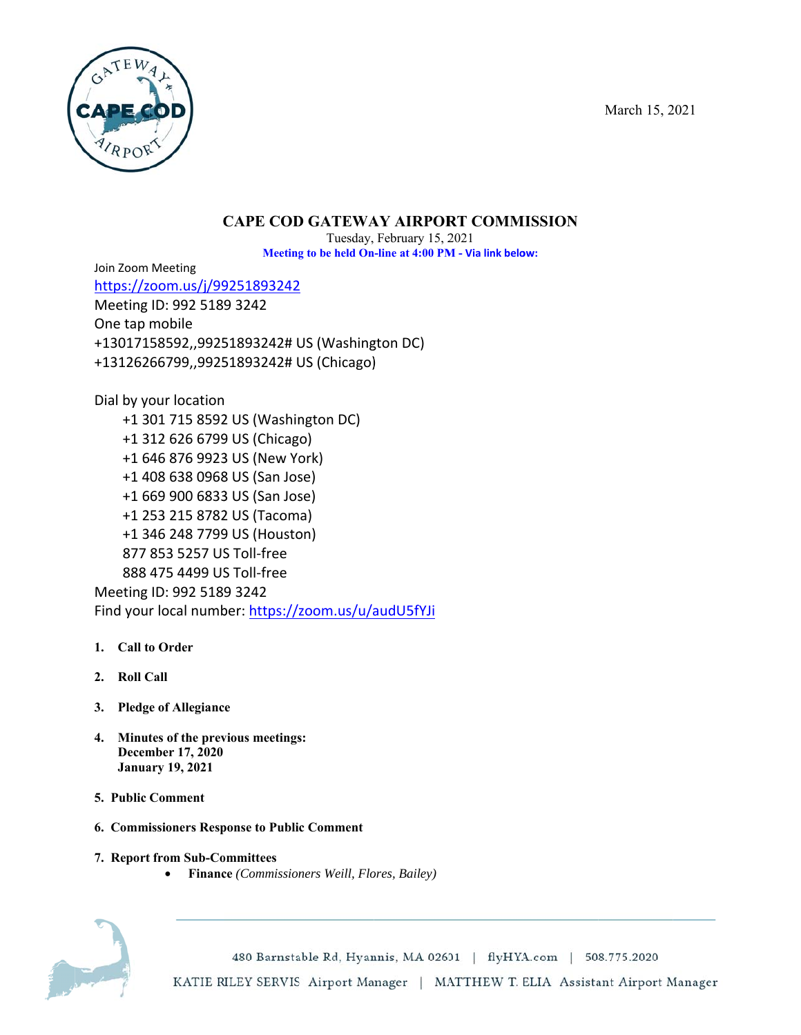March 15, 2021

## CAPE COD GATEWAY AIRPORT COMMISSION

Tuesday, February 15, 2021

**Meeting to be held On-line at 4:00 PM - Via link below:**

Join Zoom Meeting

https://zoom.us/j/99251893242

Meeting ID: 992 5189 3242

One tap mobile

+13017158592,,99251893242# US (Washington DC)

+13126266799,,99251893242# US (Chicago)

Dial by your location

- +1 301 715 8592 US (Washington DC)
- +1 312 626 6799 US (Chicago)
- +1 646 876 9923 US (New York)
- +1 408 638 0968 US (San Jose)
- +1 669 900 6833 US (San Jose)
- +1 253 215 8782 US (Tacoma)
- +1 346 248 7799 US (Houston)
- 877 853 5257 US Toll-free
- 888 475 4499 US Toll-free

Meeting ID: 992 5189 3242

Find your local number: https://zoom.us/u/audU5fYJi

1. **Call to Order**
2. **Roll Call**
3. **Pledge of Allegiance**
4. **Minutes of the previous meetings:**
   **December 17, 2020**
   **January 19, 2021**
5. **Public Comment**
6. **Commissioners Response to Public Comment**
7. **Report from Sub-Committees**
   - **Finance** *(Commissioners Weill, Flores, Bailey)*

480 Barnstable Rd, Hyannis, MA 02601 | flyHYA.com | 508.775.2020

KATIE RILEY SERVIS Airport Manager | MATTHEW T. ELIA Assistant Airport Manager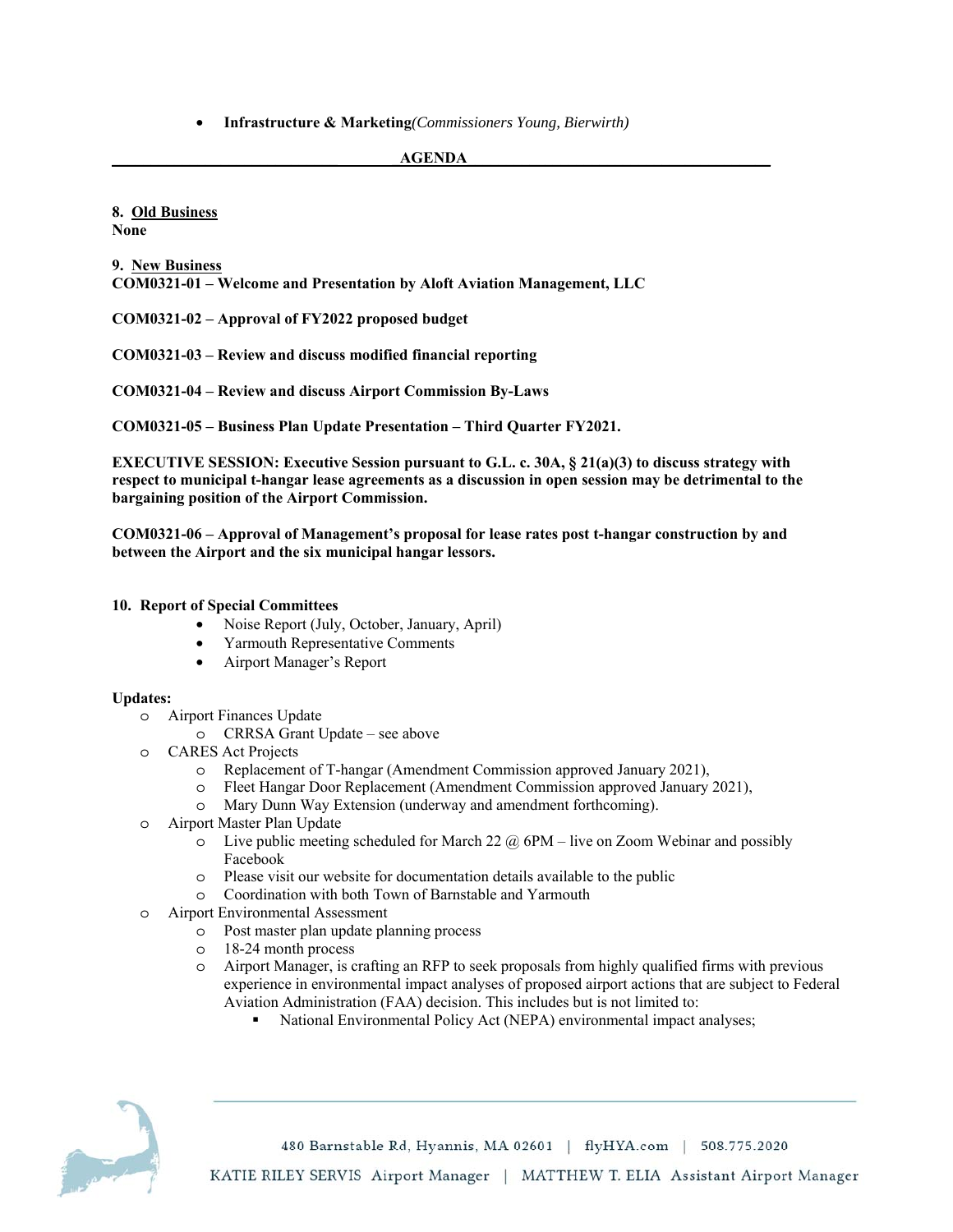- **Infrastructure & Marketing***(Commissioners Young, Bierwirth)*

**AGENDA**

**8. Old Business**
**None**

**9. New Business**
**COM0321-01 – Welcome and Presentation by Aloft Aviation Management, LLC**

**COM0321-02 – Approval of FY2022 proposed budget**

**COM0321-03 – Review and discuss modified financial reporting**

**COM0321-04 – Review and discuss Airport Commission By-Laws**

**COM0321-05 – Business Plan Update Presentation – Third Quarter FY2021.**

**EXECUTIVE SESSION: Executive Session pursuant to G.L. c. 30A, § 21(a)(3) to discuss strategy with respect to municipal t-hangar lease agreements as a discussion in open session may be detrimental to the bargaining position of the Airport Commission.**

**COM0321-06 – Approval of Management's proposal for lease rates post t-hangar construction by and between the Airport and the six municipal hangar lessors.**

**10. Report of Special Committees**
- Noise Report (July, October, January, April)
- Yarmouth Representative Comments
- Airport Manager's Report

**Updates:**
- Airport Finances Update
  - CRRSA Grant Update – see above
- CARES Act Projects
  - Replacement of T-hangar (Amendment Commission approved January 2021),
  - Fleet Hangar Door Replacement (Amendment Commission approved January 2021),
  - Mary Dunn Way Extension (underway and amendment forthcoming).
- Airport Master Plan Update
  - Live public meeting scheduled for March 22 @ 6PM – live on Zoom Webinar and possibly Facebook
  - Please visit our website for documentation details available to the public
  - Coordination with both Town of Barnstable and Yarmouth
- Airport Environmental Assessment
  - Post master plan update planning process
  - 18-24 month process
  - Airport Manager, is crafting an RFP to seek proposals from highly qualified firms with previous experience in environmental impact analyses of proposed airport actions that are subject to Federal Aviation Administration (FAA) decision. This includes but is not limited to:
    - National Environmental Policy Act (NEPA) environmental impact analyses;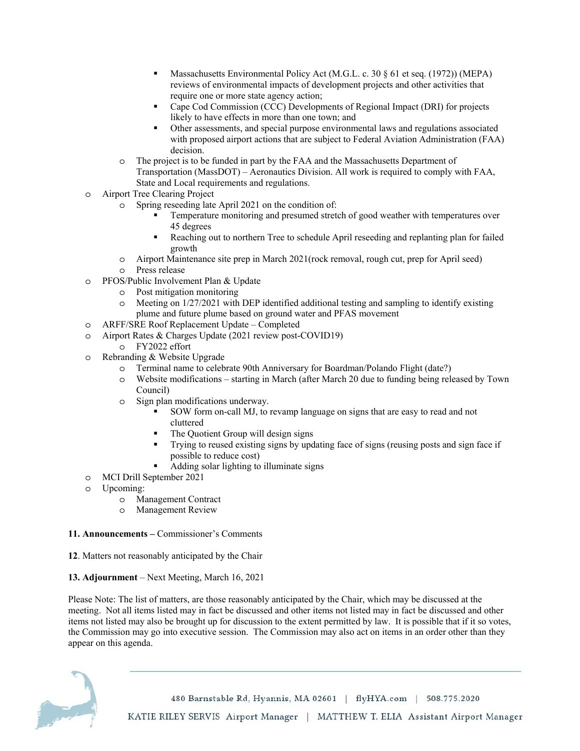- Massachusetts Environmental Policy Act (M.G.L. c. 30 § 61 et seq. (1972)) (MEPA) reviews of environmental impacts of development projects and other activities that require one or more state agency action;
        - Cape Cod Commission (CCC) Developments of Regional Impact (DRI) for projects likely to have effects in more than one town; and
        - Other assessments, and special purpose environmental laws and regulations associated with proposed airport actions that are subject to Federal Aviation Administration (FAA) decision.
    - The project is to be funded in part by the FAA and the Massachusetts Department of Transportation (MassDOT) – Aeronautics Division. All work is required to comply with FAA, State and Local requirements and regulations.
- Airport Tree Clearing Project
    - Spring reseeding late April 2021 on the condition of:
        - Temperature monitoring and presumed stretch of good weather with temperatures over 45 degrees
        - Reaching out to northern Tree to schedule April reseeding and replanting plan for failed growth
    - Airport Maintenance site prep in March 2021(rock removal, rough cut, prep for April seed)
    - Press release
- PFOS/Public Involvement Plan & Update
    - Post mitigation monitoring
    - Meeting on 1/27/2021 with DEP identified additional testing and sampling to identify existing plume and future plume based on ground water and PFAS movement
- ARFF/SRE Roof Replacement Update – Completed
- Airport Rates & Charges Update (2021 review post-COVID19)
    - FY2022 effort
- Rebranding & Website Upgrade
    - Terminal name to celebrate 90th Anniversary for Boardman/Polando Flight (date?)
    - Website modifications – starting in March (after March 20 due to funding being released by Town Council)
    - Sign plan modifications underway.
        - SOW form on-call MJ, to revamp language on signs that are easy to read and not cluttered
        - The Quotient Group will design signs
        - Trying to reused existing signs by updating face of signs (reusing posts and sign face if possible to reduce cost)
        - Adding solar lighting to illuminate signs
- MCI Drill September 2021
- Upcoming:
    - Management Contract
    - Management Review

**11. Announcements –** Commissioner's Comments

**12**. Matters not reasonably anticipated by the Chair

**13. Adjournment** – Next Meeting, March 16, 2021

Please Note: The list of matters, are those reasonably anticipated by the Chair, which may be discussed at the meeting. Not all items listed may in fact be discussed and other items not listed may in fact be discussed and other items not listed may also be brought up for discussion to the extent permitted by law. It is possible that if it so votes, the Commission may go into executive session. The Commission may also act on items in an order other than they appear on this agenda.

480 Barnstable Rd, Hyannis, MA 02601 | flyHYA.com | 508.775.2020

KATIE RILEY SERVIS Airport Manager | MATTHEW T. ELIA Assistant Airport Manager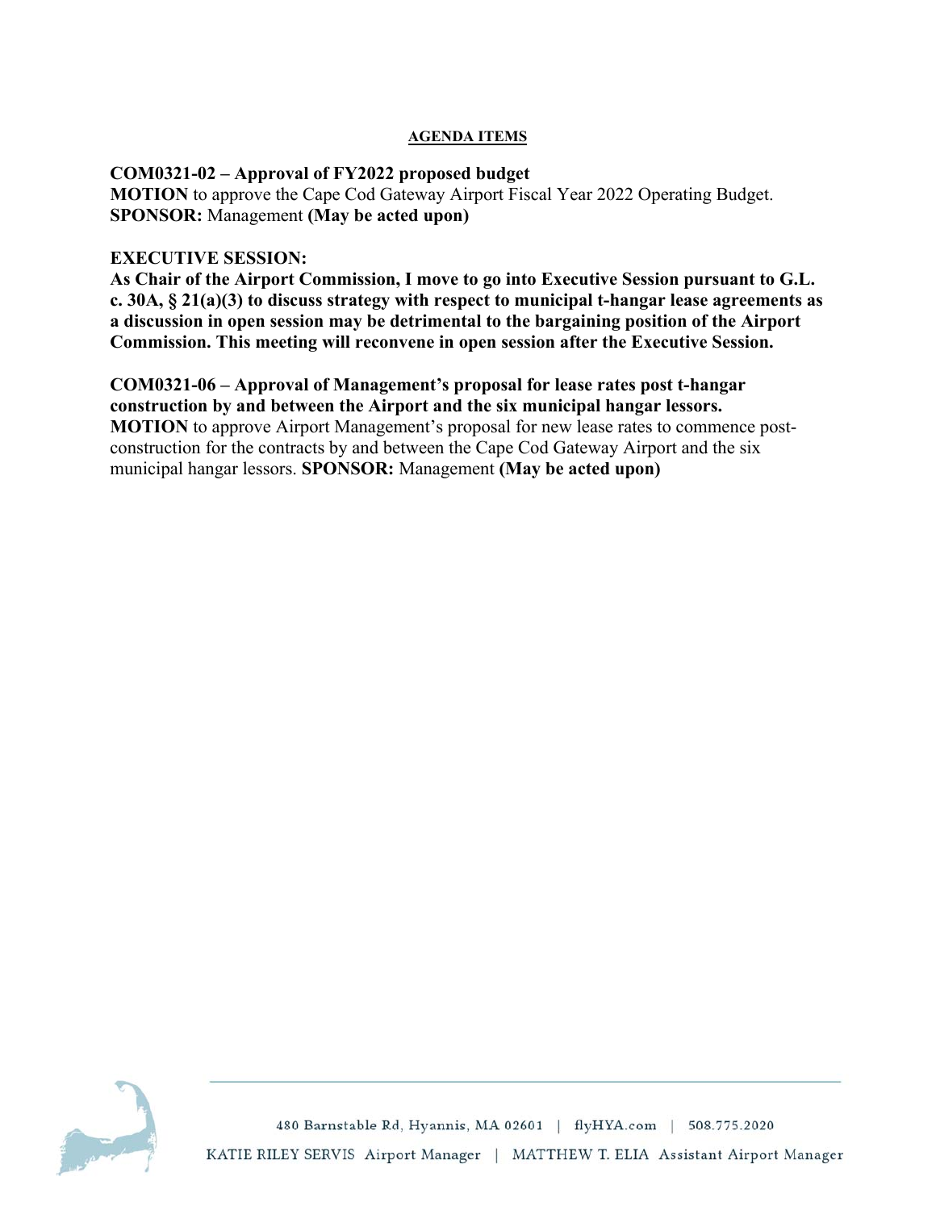**AGENDA ITEMS**

**COM0321-02 – Approval of FY2022 proposed budget**
**MOTION** to approve the Cape Cod Gateway Airport Fiscal Year 2022 Operating Budget.
**SPONSOR:** Management **(May be acted upon)**

**EXECUTIVE SESSION:**
**As Chair of the Airport Commission, I move to go into Executive Session pursuant to G.L. c. 30A, § 21(a)(3) to discuss strategy with respect to municipal t-hangar lease agreements as a discussion in open session may be detrimental to the bargaining position of the Airport Commission. This meeting will reconvene in open session after the Executive Session.**

**COM0321-06 – Approval of Management's proposal for lease rates post t-hangar construction by and between the Airport and the six municipal hangar lessors.**
**MOTION** to approve Airport Management's proposal for new lease rates to commence post-construction for the contracts by and between the Cape Cod Gateway Airport and the six municipal hangar lessors. **SPONSOR:** Management **(May be acted upon)**